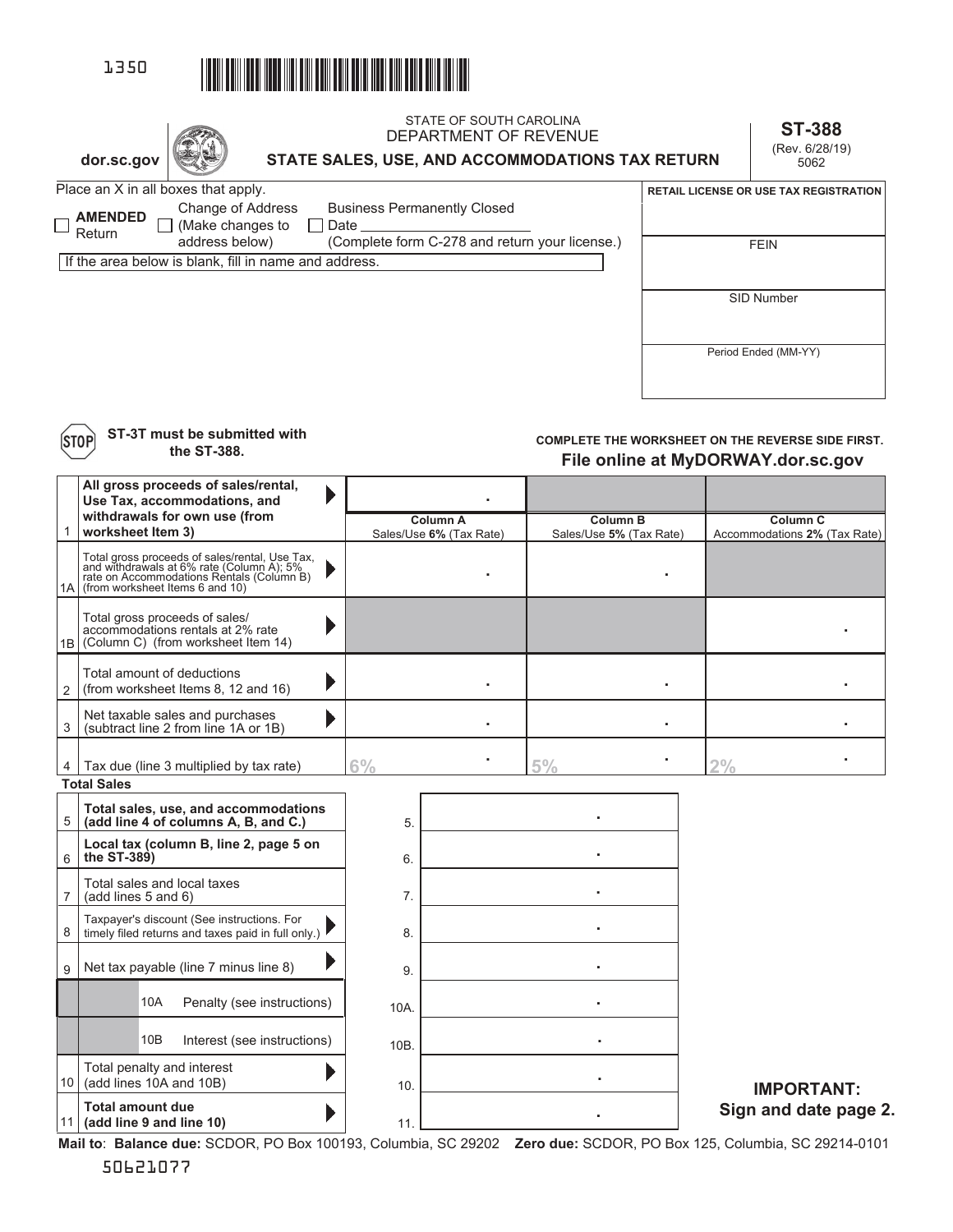1350

dor.sc.gov

STATE OF SOUTH CAROLINA
DEPARTMENT OF REVENUE

# STATE SALES, USE, AND ACCOMMODATIONS TAX RETURN

**ST-388**
(Rev. 6/28/19)
5062

Place an X in all boxes that apply.

☐ **AMENDED** Return ☐ Change of Address (Make changes to address below) ☐ Business Permanently Closed Date ____________ (Complete form C-278 and return your license.)

If the area below is blank, fill in name and address.

| **RETAIL LICENSE OR USE TAX REGISTRATION** |
|---|
| |
| FEIN |
| |
| SID Number |
| |
| Period Ended (MM-YY) |
| |

**ST-3T must be submitted with the ST-388.**

**COMPLETE THE WORKSHEET ON THE REVERSE SIDE FIRST.**
**File online at MyDORWAY.dor.sc.gov**

| | | Column A Sales/Use **6%** (Tax Rate) | Column B Sales/Use **5%** (Tax Rate) | Column C Accommodations **2%** (Tax Rate) |
|---|---|---|---|---|
| 1 | **All gross proceeds of sales/rental, Use Tax, accommodations, and withdrawals for own use (from worksheet Item 3)** | . | | |
| 1A | Total gross proceeds of sales/rental, Use Tax, and withdrawals at 6% rate (Column A); 5% rate on Accommodations Rentals (Column B) (from worksheet Items 6 and 10) | . | . | |
| 1B | Total gross proceeds of sales/ accommodations rentals at 2% rate (Column C) (from worksheet Item 14) | | | . |
| 2 | Total amount of deductions (from worksheet Items 8, 12 and 16) | . | . | . |
| 3 | Net taxable sales and purchases (subtract line 2 from line 1A or 1B) | . | . | . |
| 4 | Tax due (line 3 multiplied by tax rate) | 6% . | 5% . | 2% . |

**Total Sales**

| | | | |
|---|---|---|---|
| 5 | **Total sales, use, and accommodations (add line 4 of columns A, B, and C.)** | 5. | . |
| 6 | **Local tax (column B, line 2, page 5 on the ST-389)** | 6. | . |
| 7 | Total sales and local taxes (add lines 5 and 6) | 7. | . |
| 8 | Taxpayer's discount (See instructions. For timely filed returns and taxes paid in full only.) | 8. | . |
| 9 | Net tax payable (line 7 minus line 8) | 9. | . |
| | 10A Penalty (see instructions) | 10A. | . |
| | 10B Interest (see instructions) | 10B. | . |
| 10 | Total penalty and interest (add lines 10A and 10B) | 10. | . |
| 11 | **Total amount due (add line 9 and line 10)** | 11. | . |

**IMPORTANT: Sign and date page 2.**

**Mail to**: **Balance due:** SCDOR, PO Box 100193, Columbia, SC 29202 **Zero due:** SCDOR, PO Box 125, Columbia, SC 29214-0101

50621077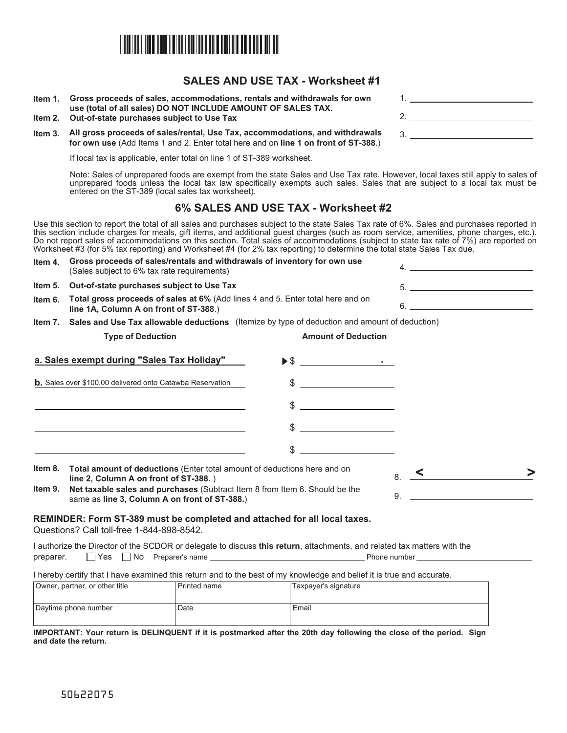## SALES AND USE TAX - Worksheet #1

**Item 1.** **Gross proceeds of sales, accommodations, rentals and withdrawals for own use (total of all sales) DO NOT INCLUDE AMOUNT OF SALES TAX.** 1. ____________

**Item 2.** **Out-of-state purchases subject to Use Tax** 2. ____________

**Item 3.** **All gross proceeds of sales/rental, Use Tax, accommodations, and withdrawals for own use** (Add Items 1 and 2. Enter total here and on **line 1 on front of ST-388**.) 3. ____________

If local tax is applicable, enter total on line 1 of ST-389 worksheet.

Note: Sales of unprepared foods are exempt from the state Sales and Use Tax rate. However, local taxes still apply to sales of unprepared foods unless the local tax law specifically exempts such sales. Sales that are subject to a local tax must be entered on the ST-389 (local sales tax worksheet).

## 6% SALES AND USE TAX - Worksheet #2

Use this section to report the total of all sales and purchases subject to the state Sales Tax rate of 6%. Sales and purchases reported in this section include charges for meals, gift items, and additional guest charges (such as room service, amenities, phone charges, etc.). Do not report sales of accommodations on this section. Total sales of accommodations (subject to state tax rate of 7%) are reported on Worksheet #3 (for 5% tax reporting) and Worksheet #4 (for 2% tax reporting) to determine the total state Sales Tax due.

**Item 4.** **Gross proceeds of sales/rentals and withdrawals of inventory for own use** (Sales subject to 6% tax rate requirements) 4. ____________

**Item 5.** **Out-of-state purchases subject to Use Tax** 5. ____________

**Item 6.** **Total gross proceeds of sales at 6%** (Add lines 4 and 5. Enter total here and on **line 1A, Column A on front of ST-388**.) 6. ____________

**Item 7.** **Sales and Use Tax allowable deductions** (Itemize by type of deduction and amount of deduction)

| Type of Deduction | Amount of Deduction |
|---|---|
| **a. Sales exempt during "Sales Tax Holiday"** | ▶$ ____________ . |
| **b.** Sales over $100.00 delivered onto Catawba Reservation | $ ____________ |
| ____________ | $ ____________ |
| ____________ | $ ____________ |
| ____________ | $ ____________ |

**Item 8.** **Total amount of deductions** (Enter total amount of deductions here and on **line 2, Column A on front of ST-388.** ) 8. < ____________ >

**Item 9.** **Net taxable sales and purchases** (Subtract Item 8 from Item 6. Should be the same as **line 3, Column A on front of ST-388.**) 9. ____________

**REMINDER: Form ST-389 must be completed and attached for all local taxes.**
Questions? Call toll-free 1-844-898-8542.

I authorize the Director of the SCDOR or delegate to discuss **this return**, attachments, and related tax matters with the preparer. ☐ Yes ☐ No Preparer's name ____________ Phone number ____________

I hereby certify that I have examined this return and to the best of my knowledge and belief it is true and accurate.

| Owner, partner, or other title | Printed name | Taxpayer's signature |
|---|---|---|
| Daytime phone number | Date | Email |

**IMPORTANT: Your return is DELINQUENT if it is postmarked after the 20th day following the close of the period. Sign and date the return.**

50622075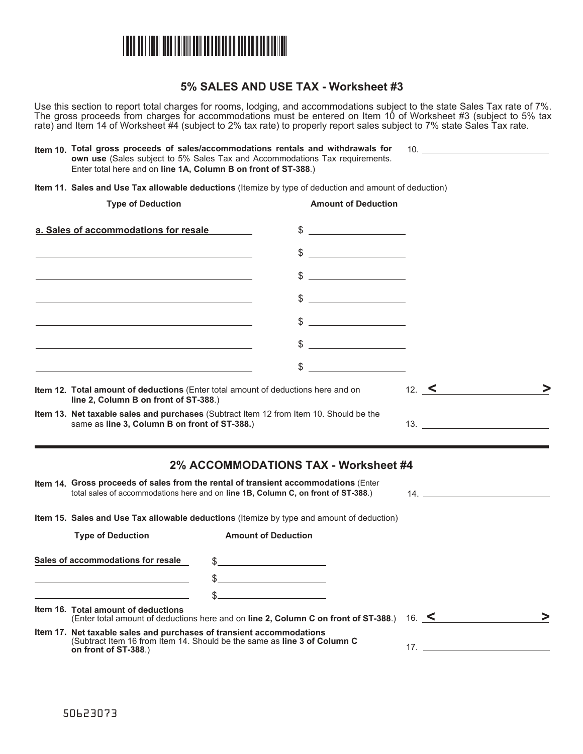## 5% SALES AND USE TAX - Worksheet #3

Use this section to report total charges for rooms, lodging, and accommodations subject to the state Sales Tax rate of 7%. The gross proceeds from charges for accommodations must be entered on Item 10 of Worksheet #3 (subject to 5% tax rate) and Item 14 of Worksheet #4 (subject to 2% tax rate) to properly report sales subject to 7% state Sales Tax rate.

**Item 10. Total gross proceeds of sales/accommodations rentals and withdrawals for own use** (Sales subject to 5% Sales Tax and Accommodations Tax requirements. Enter total here and on **line 1A, Column B on front of ST-388**.) 10. ______________________

**Item 11. Sales and Use Tax allowable deductions** (Itemize by type of deduction and amount of deduction)

| Type of Deduction | Amount of Deduction |
|---|---|
| a. Sales of accommodations for resale | $ |
| | $ |
| | $ |
| | $ |
| | $ |
| | $ |
| | $ |

**Item 12. Total amount of deductions** (Enter total amount of deductions here and on **line 2, Column B on front of ST-388**.) 12. < ______________________ >

**Item 13. Net taxable sales and purchases** (Subtract Item 12 from Item 10. Should be the same as **line 3, Column B on front of ST-388.**) 13. ______________________

## 2% ACCOMMODATIONS TAX - Worksheet #4

**Item 14. Gross proceeds of sales from the rental of transient accommodations** (Enter total sales of accommodations here and on **line 1B, Column C, on front of ST-388**.) 14. ______________________

**Item 15. Sales and Use Tax allowable deductions** (Itemize by type and amount of deduction)

| Type of Deduction | Amount of Deduction |
|---|---|
| Sales of accommodations for resale | $ |
| | $ |
| | $ |

**Item 16. Total amount of deductions** (Enter total amount of deductions here and on **line 2, Column C on front of ST-388**.) 16. < ______________________ >

**Item 17. Net taxable sales and purchases of transient accommodations** (Subtract Item 16 from Item 14. Should be the same as **line 3 of Column C on front of ST-388**.) 17. ______________________

50623073